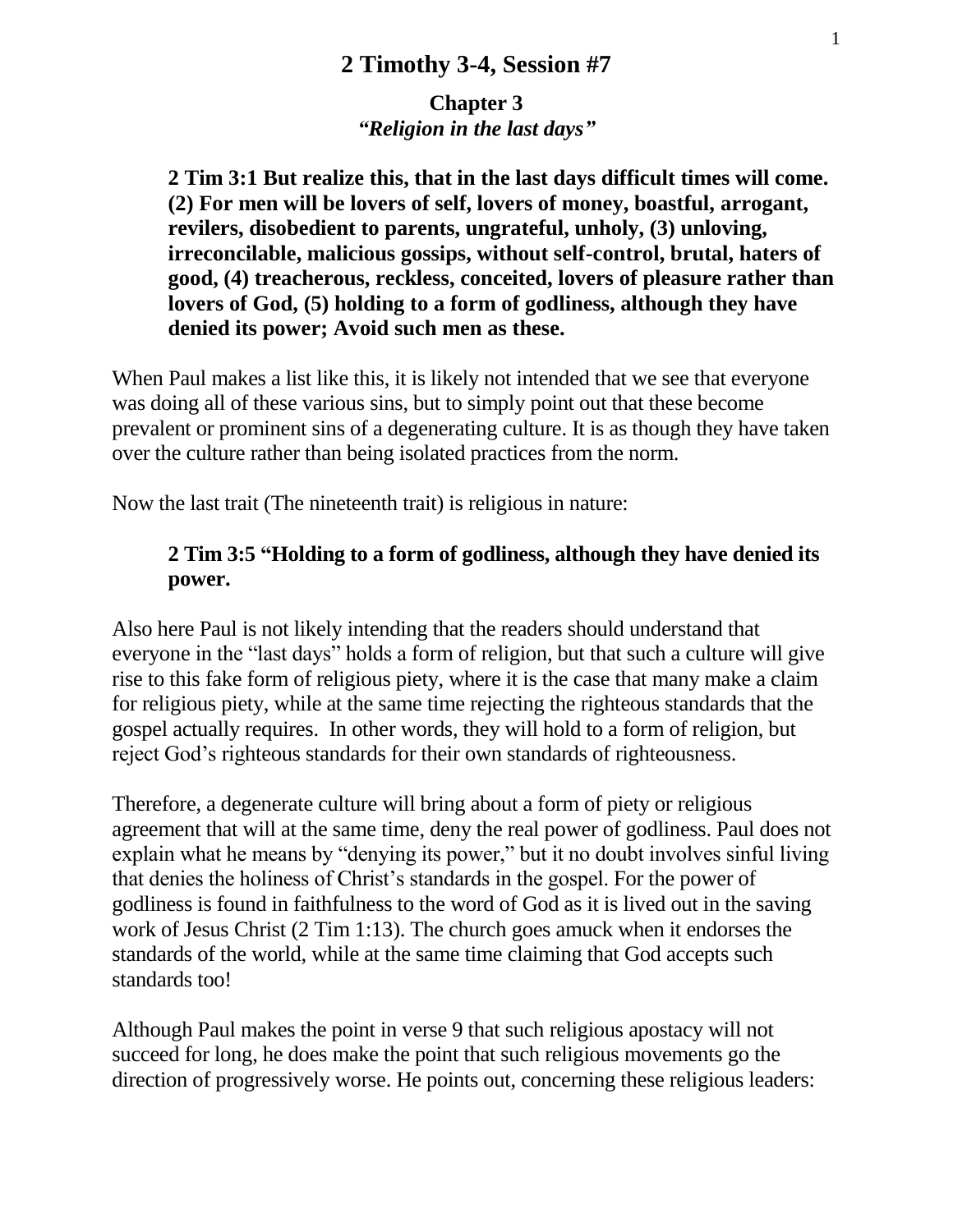# 2 Timothy 3-4, Session #7

## Chapter 3

***"Religion in the last days"***

> **2 Tim 3:1 But realize this, that in the last days difficult times will come. (2) For men will be lovers of self, lovers of money, boastful, arrogant, revilers, disobedient to parents, ungrateful, unholy, (3) unloving, irreconcilable, malicious gossips, without self-control, brutal, haters of good, (4) treacherous, reckless, conceited, lovers of pleasure rather than lovers of God, (5) holding to a form of godliness, although they have denied its power; Avoid such men as these.**

When Paul makes a list like this, it is likely not intended that we see that everyone was doing all of these various sins, but to simply point out that these become prevalent or prominent sins of a degenerating culture. It is as though they have taken over the culture rather than being isolated practices from the norm.

Now the last trait (The nineteenth trait) is religious in nature:

> **2 Tim 3:5 "Holding to a form of godliness, although they have denied its power.**

Also here Paul is not likely intending that the readers should understand that everyone in the "last days" holds a form of religion, but that such a culture will give rise to this fake form of religious piety, where it is the case that many make a claim for religious piety, while at the same time rejecting the righteous standards that the gospel actually requires. In other words, they will hold to a form of religion, but reject God's righteous standards for their own standards of righteousness.

Therefore, a degenerate culture will bring about a form of piety or religious agreement that will at the same time, deny the real power of godliness. Paul does not explain what he means by "denying its power," but it no doubt involves sinful living that denies the holiness of Christ's standards in the gospel. For the power of godliness is found in faithfulness to the word of God as it is lived out in the saving work of Jesus Christ (2 Tim 1:13). The church goes amuck when it endorses the standards of the world, while at the same time claiming that God accepts such standards too!

Although Paul makes the point in verse 9 that such religious apostacy will not succeed for long, he does make the point that such religious movements go the direction of progressively worse. He points out, concerning these religious leaders: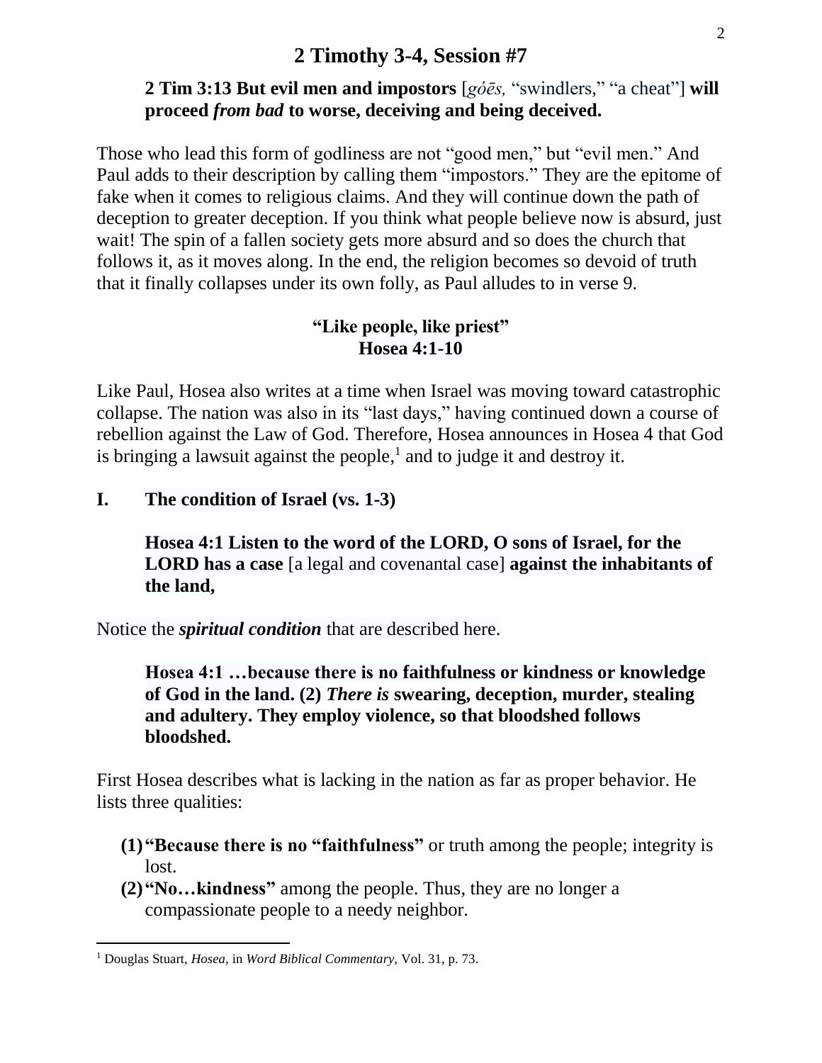## 2 Timothy 3-4, Session #7

**2 Tim 3:13 But evil men and impostors** [*góēs,* "swindlers," "a cheat"] **will proceed *from bad* to worse, deceiving and being deceived.**

Those who lead this form of godliness are not "good men," but "evil men." And Paul adds to their description by calling them "impostors." They are the epitome of fake when it comes to religious claims. And they will continue down the path of deception to greater deception. If you think what people believe now is absurd, just wait! The spin of a fallen society gets more absurd and so does the church that follows it, as it moves along. In the end, the religion becomes so devoid of truth that it finally collapses under its own folly, as Paul alludes to in verse 9.

**"Like people, like priest"**
**Hosea 4:1-10**

Like Paul, Hosea also writes at a time when Israel was moving toward catastrophic collapse. The nation was also in its "last days," having continued down a course of rebellion against the Law of God. Therefore, Hosea announces in Hosea 4 that God is bringing a lawsuit against the people,[1] and to judge it and destroy it.

**I. The condition of Israel (vs. 1-3)**

**Hosea 4:1 Listen to the word of the LORD, O sons of Israel, for the LORD has a case** [a legal and covenantal case] **against the inhabitants of the land,**

Notice the ***spiritual condition*** that are described here.

**Hosea 4:1 …because there is no faithfulness or kindness or knowledge of God in the land. (2) *There is* swearing, deception, murder, stealing and adultery. They employ violence, so that bloodshed follows bloodshed.**

First Hosea describes what is lacking in the nation as far as proper behavior. He lists three qualities:

(1) **"Because there is no "faithfulness"** or truth among the people; integrity is lost.
(2) **"No…kindness"** among the people. Thus, they are no longer a compassionate people to a needy neighbor.

---

[1] Douglas Stuart, *Hosea,* in *Word Biblical Commentary,* Vol. 31, p. 73.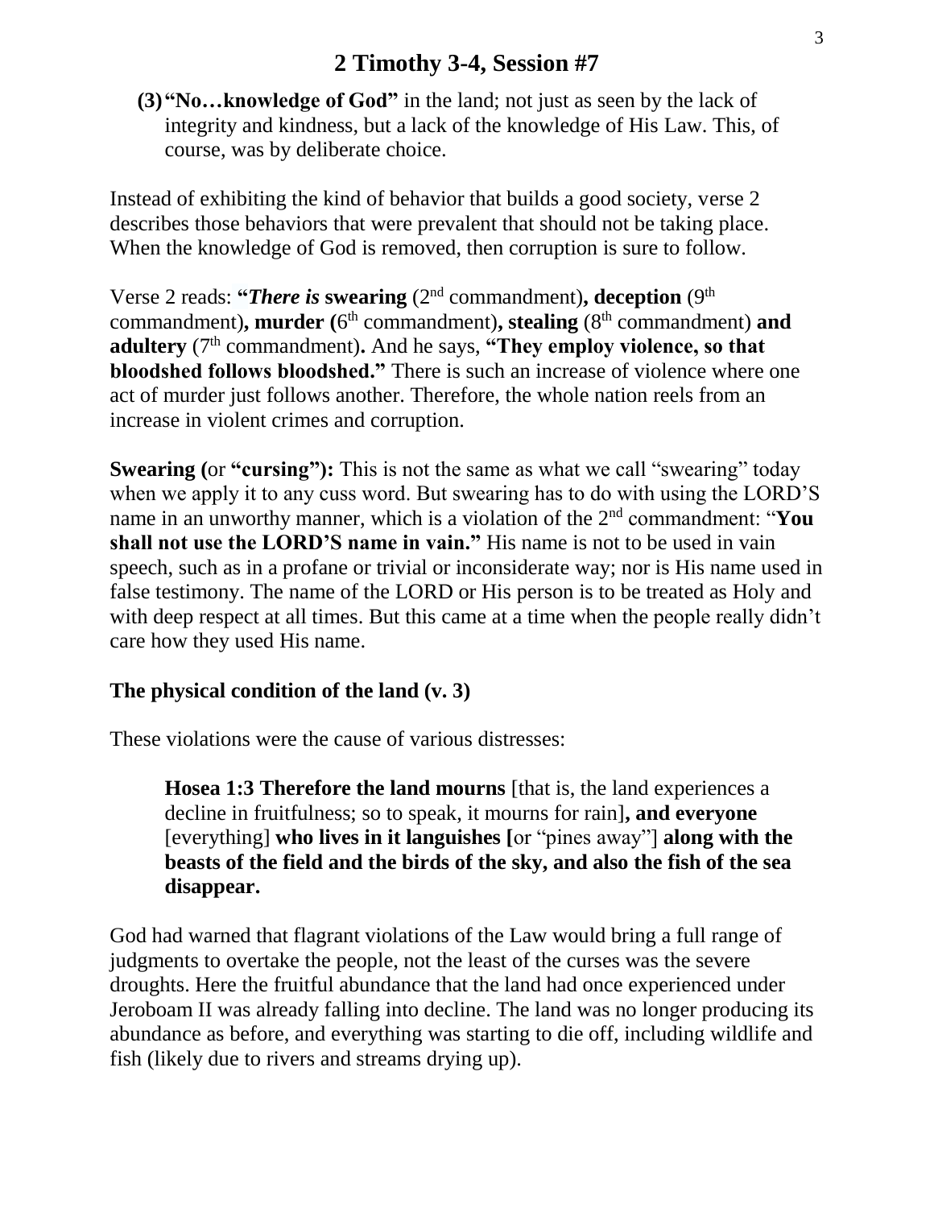## 2 Timothy 3-4, Session #7

**(3) "No…knowledge of God"** in the land; not just as seen by the lack of integrity and kindness, but a lack of the knowledge of His Law. This, of course, was by deliberate choice.

Instead of exhibiting the kind of behavior that builds a good society, verse 2 describes those behaviors that were prevalent that should not be taking place. When the knowledge of God is removed, then corruption is sure to follow.

Verse 2 reads: **"*There is* swearing** (2nd commandment)**, deception** (9th commandment)**, murder (**6th commandment)**, stealing** (8th commandment) **and adultery** (7th commandment)**.** And he says, **"They employ violence, so that bloodshed follows bloodshed."** There is such an increase of violence where one act of murder just follows another. Therefore, the whole nation reels from an increase in violent crimes and corruption.

**Swearing (**or **"cursing"):** This is not the same as what we call "swearing" today when we apply it to any cuss word. But swearing has to do with using the LORD'S name in an unworthy manner, which is a violation of the 2nd commandment: "**You shall not use the LORD'S name in vain."** His name is not to be used in vain speech, such as in a profane or trivial or inconsiderate way; nor is His name used in false testimony. The name of the LORD or His person is to be treated as Holy and with deep respect at all times. But this came at a time when the people really didn't care how they used His name.

**The physical condition of the land (v. 3)**

These violations were the cause of various distresses:

> **Hosea 1:3 Therefore the land mourns** [that is, the land experiences a decline in fruitfulness; so to speak, it mourns for rain]**, and everyone** [everything] **who lives in it languishes [**or "pines away"] **along with the beasts of the field and the birds of the sky, and also the fish of the sea disappear.**

God had warned that flagrant violations of the Law would bring a full range of judgments to overtake the people, not the least of the curses was the severe droughts. Here the fruitful abundance that the land had once experienced under Jeroboam II was already falling into decline. The land was no longer producing its abundance as before, and everything was starting to die off, including wildlife and fish (likely due to rivers and streams drying up).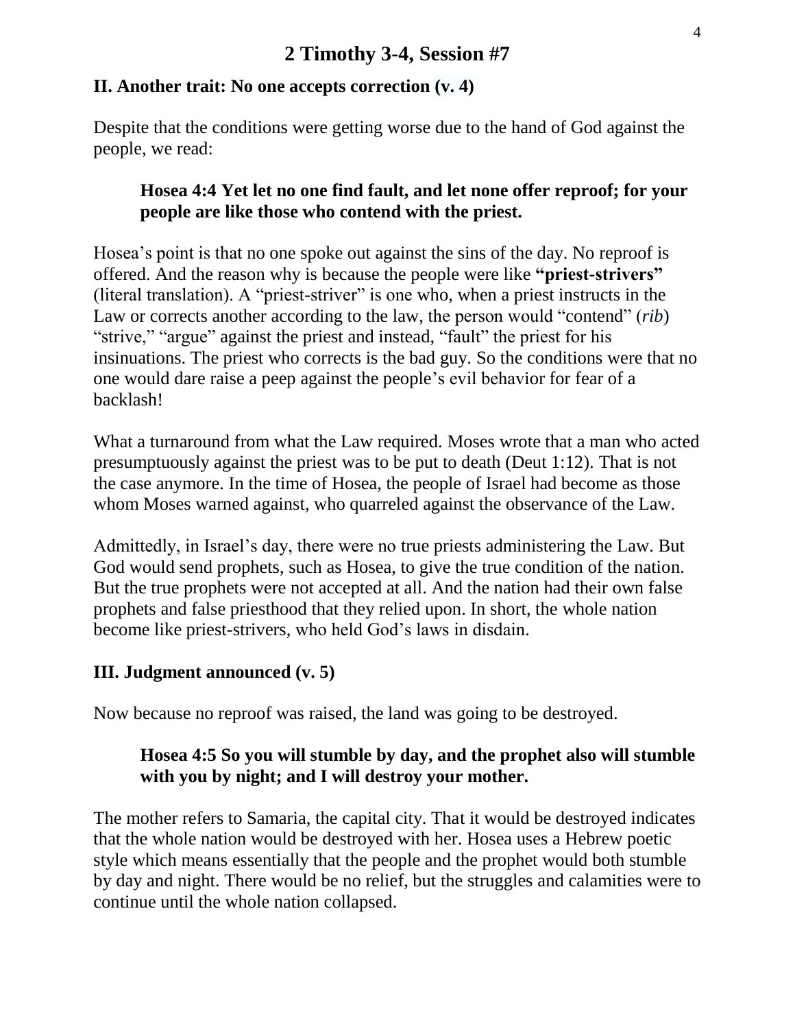## 2 Timothy 3-4, Session #7

### II. Another trait: No one accepts correction (v. 4)

Despite that the conditions were getting worse due to the hand of God against the people, we read:

> **Hosea 4:4 Yet let no one find fault, and let none offer reproof; for your people are like those who contend with the priest.**

Hosea's point is that no one spoke out against the sins of the day. No reproof is offered. And the reason why is because the people were like **"priest-strivers"** (literal translation). A "priest-striver" is one who, when a priest instructs in the Law or corrects another according to the law, the person would "contend" (*rib*) "strive," "argue" against the priest and instead, "fault" the priest for his insinuations. The priest who corrects is the bad guy. So the conditions were that no one would dare raise a peep against the people's evil behavior for fear of a backlash!

What a turnaround from what the Law required. Moses wrote that a man who acted presumptuously against the priest was to be put to death (Deut 1:12). That is not the case anymore. In the time of Hosea, the people of Israel had become as those whom Moses warned against, who quarreled against the observance of the Law.

Admittedly, in Israel's day, there were no true priests administering the Law. But God would send prophets, such as Hosea, to give the true condition of the nation. But the true prophets were not accepted at all. And the nation had their own false prophets and false priesthood that they relied upon. In short, the whole nation become like priest-strivers, who held God's laws in disdain.

### III. Judgment announced (v. 5)

Now because no reproof was raised, the land was going to be destroyed.

> **Hosea 4:5 So you will stumble by day, and the prophet also will stumble with you by night; and I will destroy your mother.**

The mother refers to Samaria, the capital city. That it would be destroyed indicates that the whole nation would be destroyed with her. Hosea uses a Hebrew poetic style which means essentially that the people and the prophet would both stumble by day and night. There would be no relief, but the struggles and calamities were to continue until the whole nation collapsed.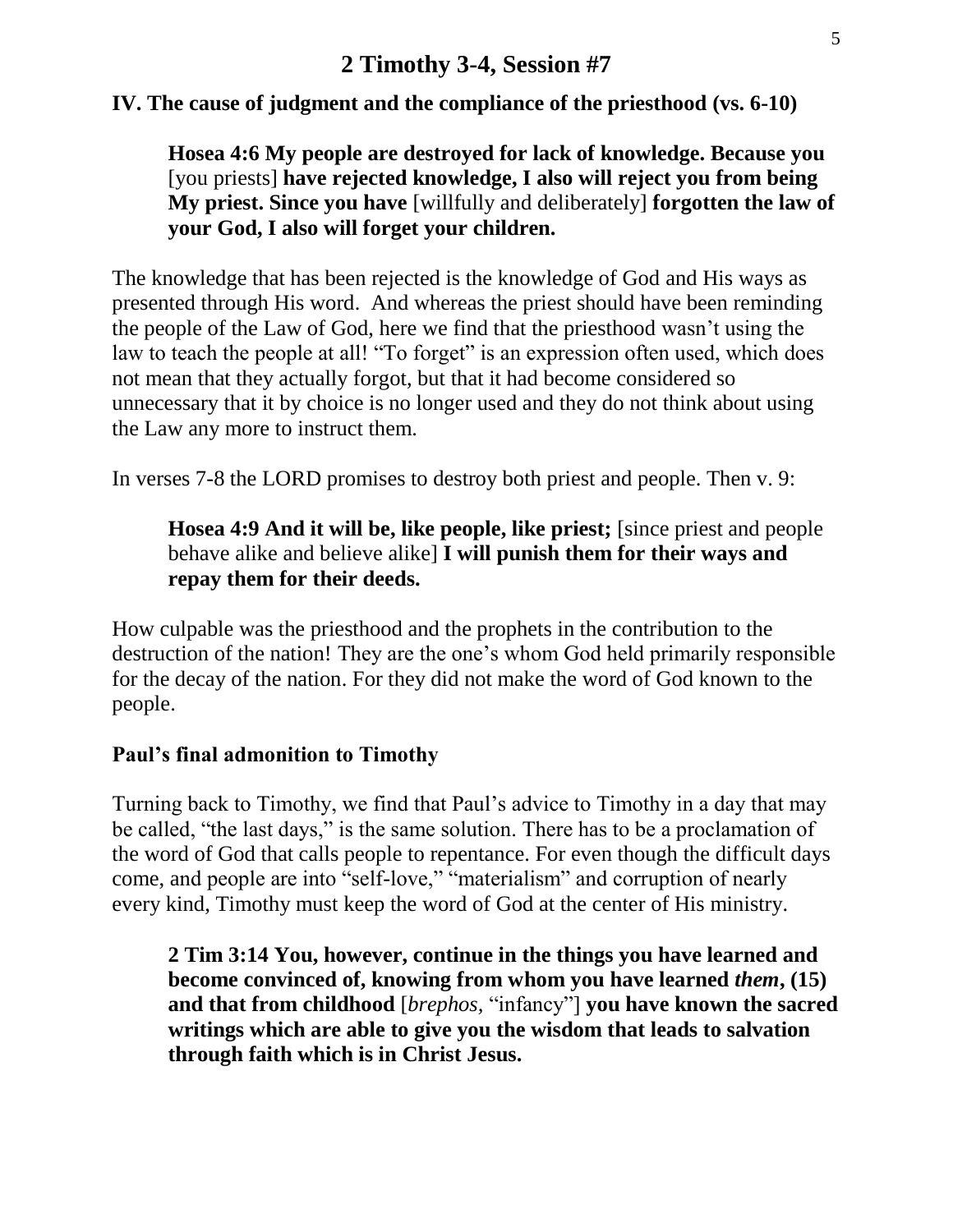## 2 Timothy 3-4, Session #7

**IV. The cause of judgment and the compliance of the priesthood (vs. 6-10)**

> **Hosea 4:6 My people are destroyed for lack of knowledge. Because you** [you priests] **have rejected knowledge, I also will reject you from being My priest. Since you have** [willfully and deliberately] **forgotten the law of your God, I also will forget your children.**

The knowledge that has been rejected is the knowledge of God and His ways as presented through His word. And whereas the priest should have been reminding the people of the Law of God, here we find that the priesthood wasn't using the law to teach the people at all! "To forget" is an expression often used, which does not mean that they actually forgot, but that it had become considered so unnecessary that it by choice is no longer used and they do not think about using the Law any more to instruct them.

In verses 7-8 the LORD promises to destroy both priest and people. Then v. 9:

> **Hosea 4:9 And it will be, like people, like priest;** [since priest and people behave alike and believe alike] **I will punish them for their ways and repay them for their deeds.**

How culpable was the priesthood and the prophets in the contribution to the destruction of the nation! They are the one's whom God held primarily responsible for the decay of the nation. For they did not make the word of God known to the people.

**Paul's final admonition to Timothy**

Turning back to Timothy, we find that Paul's advice to Timothy in a day that may be called, "the last days," is the same solution. There has to be a proclamation of the word of God that calls people to repentance. For even though the difficult days come, and people are into "self-love," "materialism" and corruption of nearly every kind, Timothy must keep the word of God at the center of His ministry.

> **2 Tim 3:14 You, however, continue in the things you have learned and become convinced of, knowing from whom you have learned *them*, (15) and that from childhood** [*brephos*, "infancy"] **you have known the sacred writings which are able to give you the wisdom that leads to salvation through faith which is in Christ Jesus.**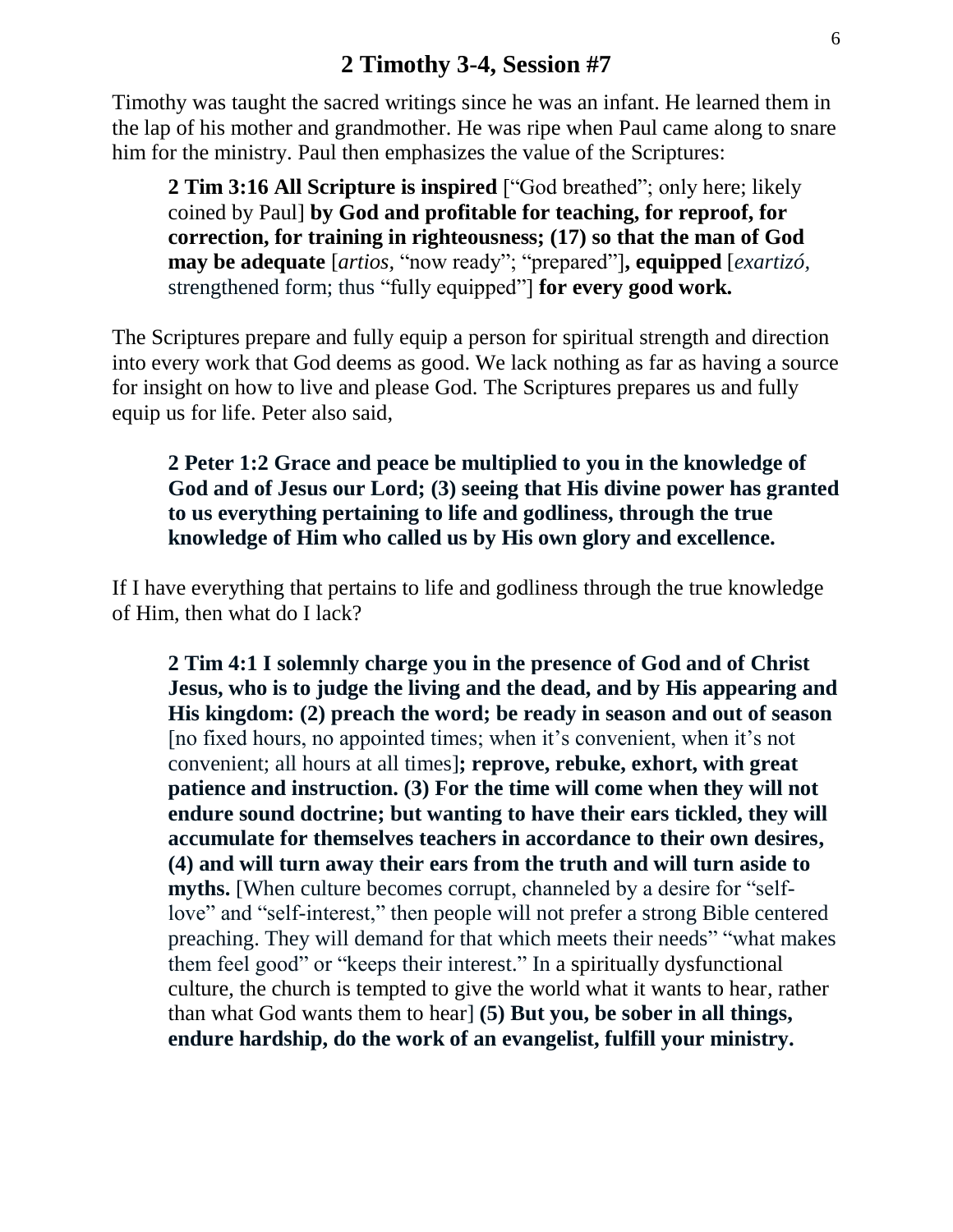## 2 Timothy 3-4, Session #7

Timothy was taught the sacred writings since he was an infant. He learned them in the lap of his mother and grandmother. He was ripe when Paul came along to snare him for the ministry. Paul then emphasizes the value of the Scriptures:

> **2 Tim 3:16 All Scripture is inspired** ["God breathed"; only here; likely coined by Paul] **by God and profitable for teaching, for reproof, for correction, for training in righteousness; (17) so that the man of God may be adequate** [*artios*, "now ready"; "prepared"]**, equipped** [*exartizó*, strengthened form; thus "fully equipped"] **for every good work.**

The Scriptures prepare and fully equip a person for spiritual strength and direction into every work that God deems as good. We lack nothing as far as having a source for insight on how to live and please God. The Scriptures prepares us and fully equip us for life. Peter also said,

> **2 Peter 1:2 Grace and peace be multiplied to you in the knowledge of God and of Jesus our Lord; (3) seeing that His divine power has granted to us everything pertaining to life and godliness, through the true knowledge of Him who called us by His own glory and excellence.**

If I have everything that pertains to life and godliness through the true knowledge of Him, then what do I lack?

> **2 Tim 4:1 I solemnly charge you in the presence of God and of Christ Jesus, who is to judge the living and the dead, and by His appearing and His kingdom: (2) preach the word; be ready in season and out of season** [no fixed hours, no appointed times; when it's convenient, when it's not convenient; all hours at all times]**; reprove, rebuke, exhort, with great patience and instruction. (3) For the time will come when they will not endure sound doctrine; but wanting to have their ears tickled, they will accumulate for themselves teachers in accordance to their own desires, (4) and will turn away their ears from the truth and will turn aside to myths.** [When culture becomes corrupt, channeled by a desire for "self-love" and "self-interest," then people will not prefer a strong Bible centered preaching. They will demand for that which meets their needs" "what makes them feel good" or "keeps their interest." In a spiritually dysfunctional culture, the church is tempted to give the world what it wants to hear, rather than what God wants them to hear] **(5) But you, be sober in all things, endure hardship, do the work of an evangelist, fulfill your ministry.**